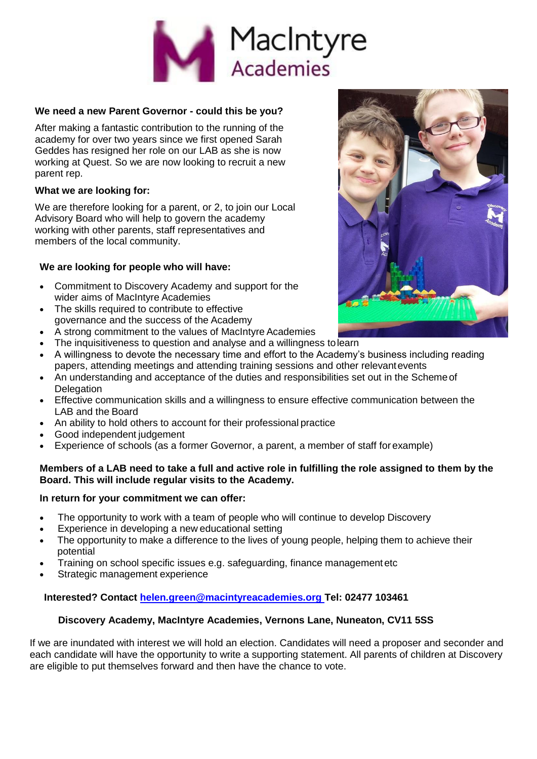MacIntyre Academies

### We need a new Parent Governor - could this be you?

After making a fantastic contribution to the running of the academy for over two years since we first opened Sarah Geddes has resigned her role on our LAB as she is now working at Quest. So we are now looking to recruit a new parent rep.

### What we are looking for:

We are therefore looking for a parent, or 2, to join our Local Advisory Board who will help to govern the academy working with other parents, staff representatives and members of the local community.

### We are looking for people who will have:

- Commitment to Discovery Academy and support for the wider aims of MacIntyre Academies
- The skills required to contribute to effective governance and the success of the Academy
- A strong commitment to the values of MacIntyre Academies
- The inquisitiveness to question and analyse and a willingness to learn
- A willingness to devote the necessary time and effort to the Academy's business including reading papers, attending meetings and attending training sessions and other relevant events
- An understanding and acceptance of the duties and responsibilities set out in the Scheme of Delegation
- Effective communication skills and a willingness to ensure effective communication between the LAB and the Board
- An ability to hold others to account for their professional practice
- Good independent judgement
- Experience of schools (as a former Governor, a parent, a member of staff for example)

**Members of a LAB need to take a full and active role in fulfilling the role assigned to them by the Board. This will include regular visits to the Academy.**

### In return for your commitment we can offer:

- The opportunity to work with a team of people who will continue to develop Discovery
- Experience in developing a new educational setting
- The opportunity to make a difference to the lives of young people, helping them to achieve their potential
- Training on school specific issues e.g. safeguarding, finance management etc
- Strategic management experience

**Interested? Contact helen.green@macintyreacademies.org Tel: 02477 103461**

**Discovery Academy, MacIntyre Academies, Vernons Lane, Nuneaton, CV11 5SS**

If we are inundated with interest we will hold an election. Candidates will need a proposer and seconder and each candidate will have the opportunity to write a supporting statement. All parents of children at Discovery are eligible to put themselves forward and then have the chance to vote.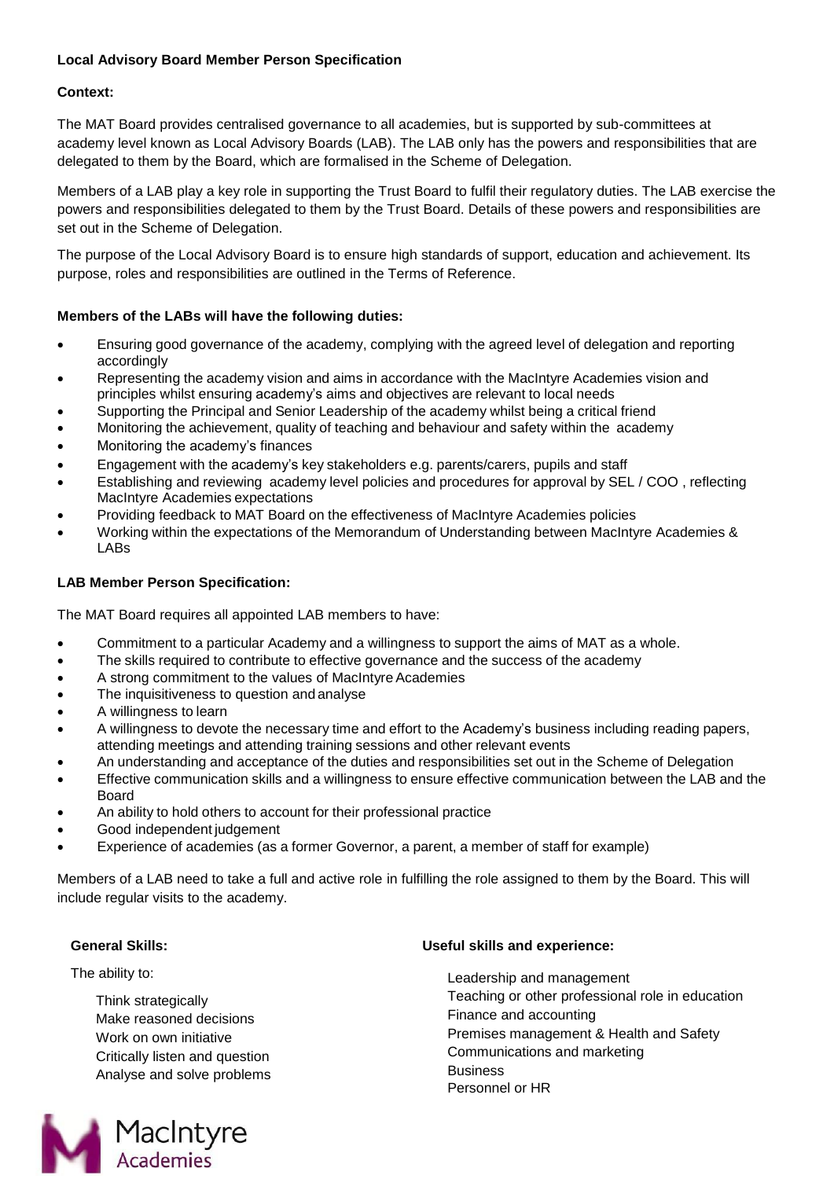**Local Advisory Board Member Person Specification**

**Context:**

The MAT Board provides centralised governance to all academies, but is supported by sub-committees at academy level known as Local Advisory Boards (LAB). The LAB only has the powers and responsibilities that are delegated to them by the Board, which are formalised in the Scheme of Delegation.

Members of a LAB play a key role in supporting the Trust Board to fulfil their regulatory duties. The LAB exercise the powers and responsibilities delegated to them by the Trust Board. Details of these powers and responsibilities are set out in the Scheme of Delegation.

The purpose of the Local Advisory Board is to ensure high standards of support, education and achievement. Its purpose, roles and responsibilities are outlined in the Terms of Reference.

**Members of the LABs will have the following duties:**

- Ensuring good governance of the academy, complying with the agreed level of delegation and reporting accordingly
- Representing the academy vision and aims in accordance with the MacIntyre Academies vision and principles whilst ensuring academy's aims and objectives are relevant to local needs
- Supporting the Principal and Senior Leadership of the academy whilst being a critical friend
- Monitoring the achievement, quality of teaching and behaviour and safety within the academy
- Monitoring the academy's finances
- Engagement with the academy's key stakeholders e.g. parents/carers, pupils and staff
- Establishing and reviewing academy level policies and procedures for approval by SEL / COO , reflecting MacIntyre Academies expectations
- Providing feedback to MAT Board on the effectiveness of MacIntyre Academies policies
- Working within the expectations of the Memorandum of Understanding between MacIntyre Academies & LABs

**LAB Member Person Specification:**

The MAT Board requires all appointed LAB members to have:

- Commitment to a particular Academy and a willingness to support the aims of MAT as a whole.
- The skills required to contribute to effective governance and the success of the academy
- A strong commitment to the values of MacIntyre Academies
- The inquisitiveness to question and analyse
- A willingness to learn
- A willingness to devote the necessary time and effort to the Academy's business including reading papers, attending meetings and attending training sessions and other relevant events
- An understanding and acceptance of the duties and responsibilities set out in the Scheme of Delegation
- Effective communication skills and a willingness to ensure effective communication between the LAB and the Board
- An ability to hold others to account for their professional practice
- Good independent judgement
- Experience of academies (as a former Governor, a parent, a member of staff for example)

Members of a LAB need to take a full and active role in fulfilling the role assigned to them by the Board. This will include regular visits to the academy.

**General Skills:**

The ability to:

Think strategically
Make reasoned decisions
Work on own initiative
Critically listen and question
Analyse and solve problems

**Useful skills and experience:**

Leadership and management
Teaching or other professional role in education
Finance and accounting
Premises management & Health and Safety
Communications and marketing
Business
Personnel or HR

MacIntyre Academies